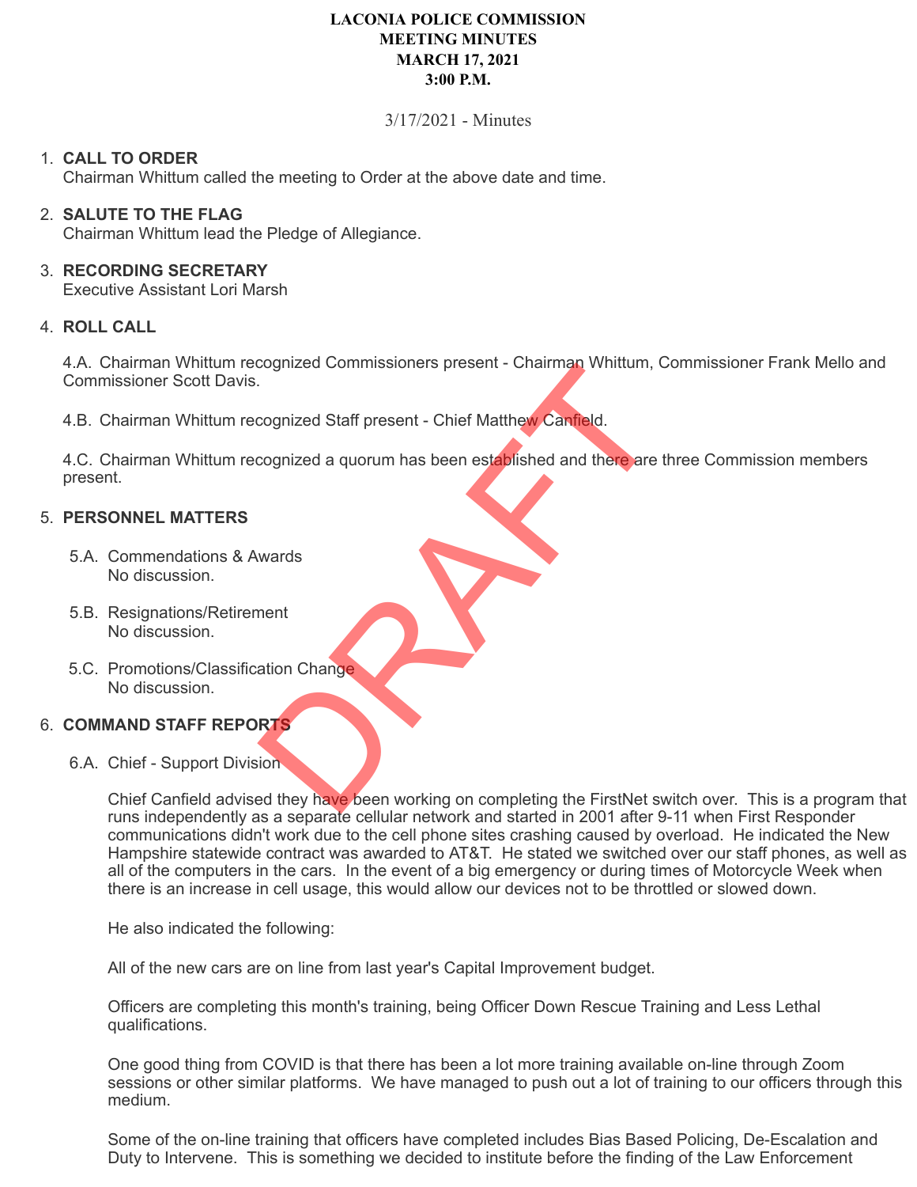**LACONIA POLICE COMMISSION**
**MEETING MINUTES**
**MARCH 17, 2021**
**3:00 P.M.**

3/17/2021 - Minutes

1. **CALL TO ORDER**
   Chairman Whittum called the meeting to Order at the above date and time.

2. **SALUTE TO THE FLAG**
   Chairman Whittum lead the Pledge of Allegiance.

3. **RECORDING SECRETARY**
   Executive Assistant Lori Marsh

4. **ROLL CALL**

   4.A. Chairman Whittum recognized Commissioners present - Chairman Whittum, Commissioner Frank Mello and Commissioner Scott Davis.

   4.B. Chairman Whittum recognized Staff present - Chief Matthew Canfield.

   4.C. Chairman Whittum recognized a quorum has been established and there are three Commission members present.

5. **PERSONNEL MATTERS**

   5.A. Commendations & Awards
   No discussion.

   5.B. Resignations/Retirement
   No discussion.

   5.C. Promotions/Classification Change
   No discussion.

6. **COMMAND STAFF REPORTS**

   6.A. Chief - Support Division

   Chief Canfield advised they have been working on completing the FirstNet switch over. This is a program that runs independently as a separate cellular network and started in 2001 after 9-11 when First Responder communications didn't work due to the cell phone sites crashing caused by overload. He indicated the New Hampshire statewide contract was awarded to AT&T. He stated we switched over our staff phones, as well as all of the computers in the cars. In the event of a big emergency or during times of Motorcycle Week when there is an increase in cell usage, this would allow our devices not to be throttled or slowed down.

   He also indicated the following:

   All of the new cars are on line from last year's Capital Improvement budget.

   Officers are completing this month's training, being Officer Down Rescue Training and Less Lethal qualifications.

   One good thing from COVID is that there has been a lot more training available on-line through Zoom sessions or other similar platforms. We have managed to push out a lot of training to our officers through this medium.

   Some of the on-line training that officers have completed includes Bias Based Policing, De-Escalation and Duty to Intervene. This is something we decided to institute before the finding of the Law Enforcement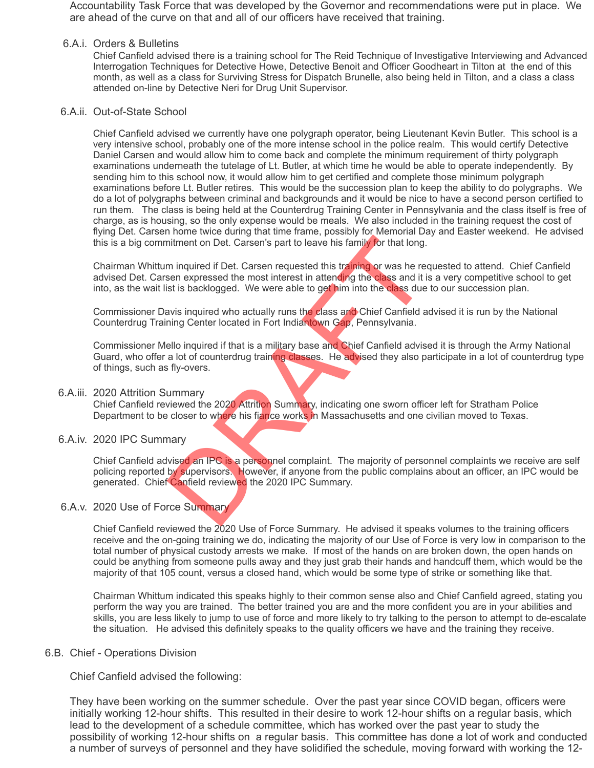Accountability Task Force that was developed by the Governor and recommendations were put in place. We are ahead of the curve on that and all of our officers have received that training.

### 6.A.i. Orders & Bulletins

Chief Canfield advised there is a training school for The Reid Technique of Investigative Interviewing and Advanced Interrogation Techniques for Detective Howe, Detective Benoit and Officer Goodheart in Tilton at the end of this month, as well as a class for Surviving Stress for Dispatch Brunelle, also being held in Tilton, and a class a class attended on-line by Detective Neri for Drug Unit Supervisor.

### 6.A.ii. Out-of-State School

Chief Canfield advised we currently have one polygraph operator, being Lieutenant Kevin Butler. This school is a very intensive school, probably one of the more intense school in the police realm. This would certify Detective Daniel Carsen and would allow him to come back and complete the minimum requirement of thirty polygraph examinations underneath the tutelage of Lt. Butler, at which time he would be able to operate independently. By sending him to this school now, it would allow him to get certified and complete those minimum polygraph examinations before Lt. Butler retires. This would be the succession plan to keep the ability to do polygraphs. We do a lot of polygraphs between criminal and backgrounds and it would be nice to have a second person certified to run them. The class is being held at the Counterdrug Training Center in Pennsylvania and the class itself is free of charge, as is housing, so the only expense would be meals. We also included in the training request the cost of flying Det. Carsen home twice during that time frame, possibly for Memorial Day and Easter weekend. He advised this is a big commitment on Det. Carsen's part to leave his family for that long.

Chairman Whittum inquired if Det. Carsen requested this training or was he requested to attend. Chief Canfield advised Det. Carsen expressed the most interest in attending the class and it is a very competitive school to get into, as the wait list is backlogged. We were able to get him into the class due to our succession plan.

Commissioner Davis inquired who actually runs the class and Chief Canfield advised it is run by the National Counterdrug Training Center located in Fort Indiantown Gap, Pennsylvania.

Commissioner Mello inquired if that is a military base and Chief Canfield advised it is through the Army National Guard, who offer a lot of counterdrug training classes. He advised they also participate in a lot of counterdrug type of things, such as fly-overs.

### 6.A.iii. 2020 Attrition Summary

Chief Canfield reviewed the 2020 Attrition Summary, indicating one sworn officer left for Stratham Police Department to be closer to where his fiance works in Massachusetts and one civilian moved to Texas.

### 6.A.iv. 2020 IPC Summary

Chief Canfield advised an IPC is a personnel complaint. The majority of personnel complaints we receive are self policing reported by supervisors. However, if anyone from the public complains about an officer, an IPC would be generated. Chief Canfield reviewed the 2020 IPC Summary.

### 6.A.v. 2020 Use of Force Summary

Chief Canfield reviewed the 2020 Use of Force Summary. He advised it speaks volumes to the training officers receive and the on-going training we do, indicating the majority of our Use of Force is very low in comparison to the total number of physical custody arrests we make. If most of the hands on are broken down, the open hands on could be anything from someone pulls away and they just grab their hands and handcuff them, which would be the majority of that 105 count, versus a closed hand, which would be some type of strike or something like that.

Chairman Whittum indicated this speaks highly to their common sense also and Chief Canfield agreed, stating you perform the way you are trained. The better trained you are and the more confident you are in your abilities and skills, you are less likely to jump to use of force and more likely to try talking to the person to attempt to de-escalate the situation. He advised this definitely speaks to the quality officers we have and the training they receive.

## 6.B. Chief - Operations Division

Chief Canfield advised the following:

They have been working on the summer schedule. Over the past year since COVID began, officers were initially working 12-hour shifts. This resulted in their desire to work 12-hour shifts on a regular basis, which lead to the development of a schedule committee, which has worked over the past year to study the possibility of working 12-hour shifts on a regular basis. This committee has done a lot of work and conducted a number of surveys of personnel and they have solidified the schedule, moving forward with working the 12-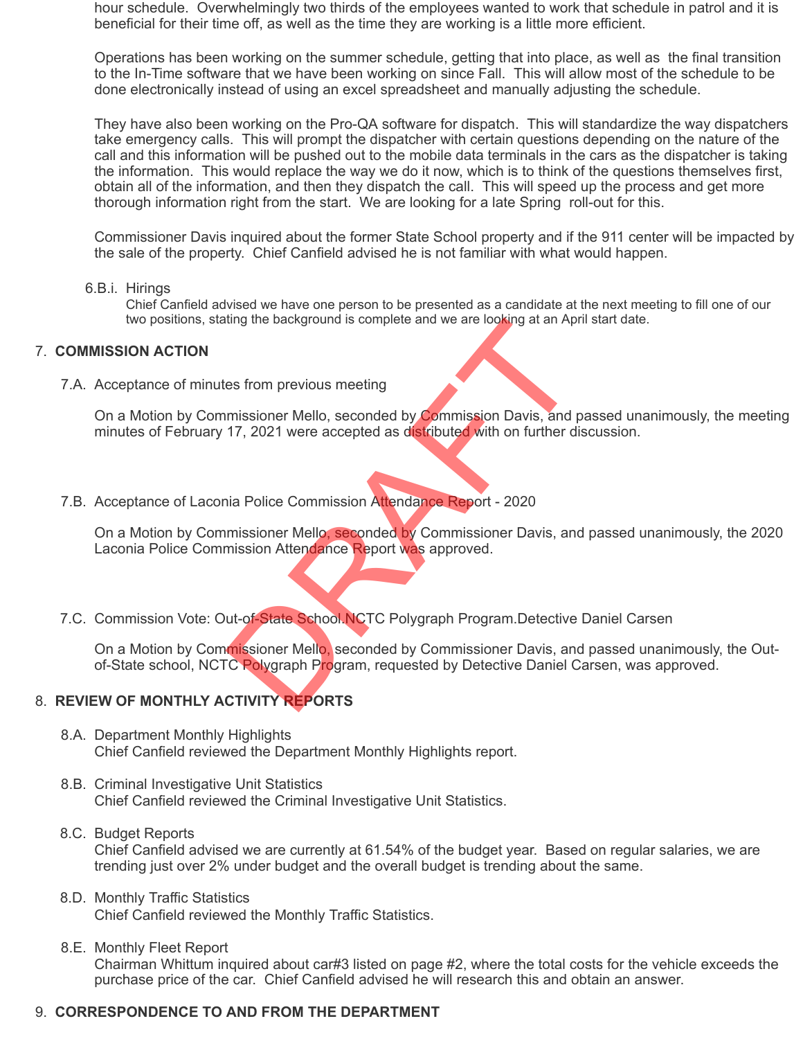hour schedule. Overwhelmingly two thirds of the employees wanted to work that schedule in patrol and it is beneficial for their time off, as well as the time they are working is a little more efficient.

Operations has been working on the summer schedule, getting that into place, as well as the final transition to the In-Time software that we have been working on since Fall. This will allow most of the schedule to be done electronically instead of using an excel spreadsheet and manually adjusting the schedule.

They have also been working on the Pro-QA software for dispatch. This will standardize the way dispatchers take emergency calls. This will prompt the dispatcher with certain questions depending on the nature of the call and this information will be pushed out to the mobile data terminals in the cars as the dispatcher is taking the information. This would replace the way we do it now, which is to think of the questions themselves first, obtain all of the information, and then they dispatch the call. This will speed up the process and get more thorough information right from the start. We are looking for a late Spring roll-out for this.

Commissioner Davis inquired about the former State School property and if the 911 center will be impacted by the sale of the property. Chief Canfield advised he is not familiar with what would happen.

6.B.i. Hirings

Chief Canfield advised we have one person to be presented as a candidate at the next meeting to fill one of our two positions, stating the background is complete and we are looking at an April start date.

## 7. COMMISSION ACTION

7.A. Acceptance of minutes from previous meeting

On a Motion by Commissioner Mello, seconded by Commission Davis, and passed unanimously, the meeting minutes of February 17, 2021 were accepted as distributed with on further discussion.

7.B. Acceptance of Laconia Police Commission Attendance Report - 2020

On a Motion by Commissioner Mello, seconded by Commissioner Davis, and passed unanimously, the 2020 Laconia Police Commission Attendance Report was approved.

7.C. Commission Vote: Out-of-State School.NCTC Polygraph Program.Detective Daniel Carsen

On a Motion by Commissioner Mello, seconded by Commissioner Davis, and passed unanimously, the Out-of-State school, NCTC Polygraph Program, requested by Detective Daniel Carsen, was approved.

## 8. REVIEW OF MONTHLY ACTIVITY REPORTS

8.A. Department Monthly Highlights
Chief Canfield reviewed the Department Monthly Highlights report.

8.B. Criminal Investigative Unit Statistics
Chief Canfield reviewed the Criminal Investigative Unit Statistics.

8.C. Budget Reports
Chief Canfield advised we are currently at 61.54% of the budget year. Based on regular salaries, we are trending just over 2% under budget and the overall budget is trending about the same.

8.D. Monthly Traffic Statistics
Chief Canfield reviewed the Monthly Traffic Statistics.

8.E. Monthly Fleet Report
Chairman Whittum inquired about car#3 listed on page #2, where the total costs for the vehicle exceeds the purchase price of the car. Chief Canfield advised he will research this and obtain an answer.

## 9. CORRESPONDENCE TO AND FROM THE DEPARTMENT

DRAFT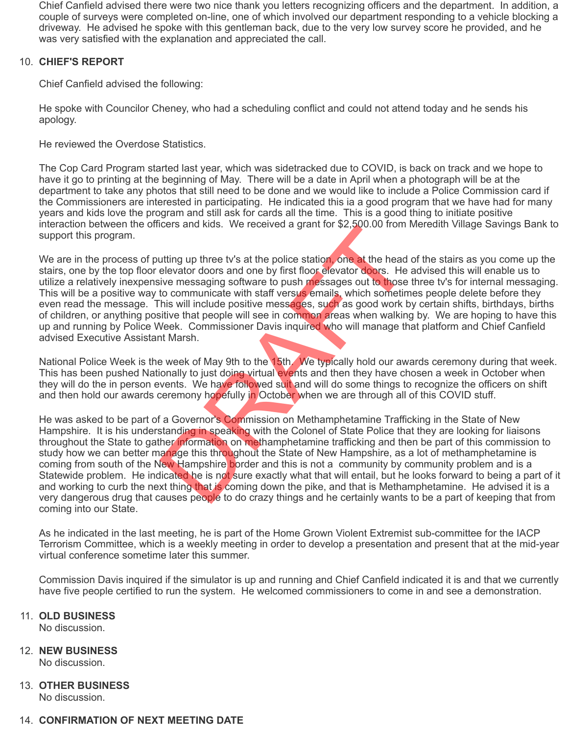Chief Canfield advised there were two nice thank you letters recognizing officers and the department. In addition, a couple of surveys were completed on-line, one of which involved our department responding to a vehicle blocking a driveway. He advised he spoke with this gentleman back, due to the very low survey score he provided, and he was very satisfied with the explanation and appreciated the call.

10. **CHIEF'S REPORT**

    Chief Canfield advised the following:

    He spoke with Councilor Cheney, who had a scheduling conflict and could not attend today and he sends his apology.

    He reviewed the Overdose Statistics.

    The Cop Card Program started last year, which was sidetracked due to COVID, is back on track and we hope to have it go to printing at the beginning of May. There will be a date in April when a photograph will be at the department to take any photos that still need to be done and we would like to include a Police Commission card if the Commissioners are interested in participating. He indicated this ia a good program that we have had for many years and kids love the program and still ask for cards all the time. This is a good thing to initiate positive interaction between the officers and kids. We received a grant for $2,500.00 from Meredith Village Savings Bank to support this program.

    We are in the process of putting up three tv's at the police station, one at the head of the stairs as you come up the stairs, one by the top floor elevator doors and one by first floor elevator doors. He advised this will enable us to utilize a relatively inexpensive messaging software to push messages out to those three tv's for internal messaging. This will be a positive way to communicate with staff versus emails, which sometimes people delete before they even read the message. This will include positive messages, such as good work by certain shifts, birthdays, births of children, or anything positive that people will see in common areas when walking by. We are hoping to have this up and running by Police Week. Commissioner Davis inquired who will manage that platform and Chief Canfield advised Executive Assistant Marsh.

    National Police Week is the week of May 9th to the 15th. We typically hold our awards ceremony during that week. This has been pushed Nationally to just doing virtual events and then they have chosen a week in October when they will do the in person events. We have followed suit and will do some things to recognize the officers on shift and then hold our awards ceremony hopefully in October when we are through all of this COVID stuff.

    He was asked to be part of a Governor's Commission on Methamphetamine Trafficking in the State of New Hampshire. It is his understanding in speaking with the Colonel of State Police that they are looking for liaisons throughout the State to gather information on methamphetamine trafficking and then be part of this commission to study how we can better manage this throughout the State of New Hampshire, as a lot of methamphetamine is coming from south of the New Hampshire border and this is not a community by community problem and is a Statewide problem. He indicated he is not sure exactly what that will entail, but he looks forward to being a part of it and working to curb the next thing that is coming down the pike, and that is Methamphetamine. He advised it is a very dangerous drug that causes people to do crazy things and he certainly wants to be a part of keeping that from coming into our State.

    As he indicated in the last meeting, he is part of the Home Grown Violent Extremist sub-committee for the IACP Terrorism Committee, which is a weekly meeting in order to develop a presentation and present that at the mid-year virtual conference sometime later this summer.

    Commission Davis inquired if the simulator is up and running and Chief Canfield indicated it is and that we currently have five people certified to run the system. He welcomed commissioners to come in and see a demonstration.

11. **OLD BUSINESS**
    No discussion.

12. **NEW BUSINESS**
    No discussion.

13. **OTHER BUSINESS**
    No discussion.

14. **CONFIRMATION OF NEXT MEETING DATE**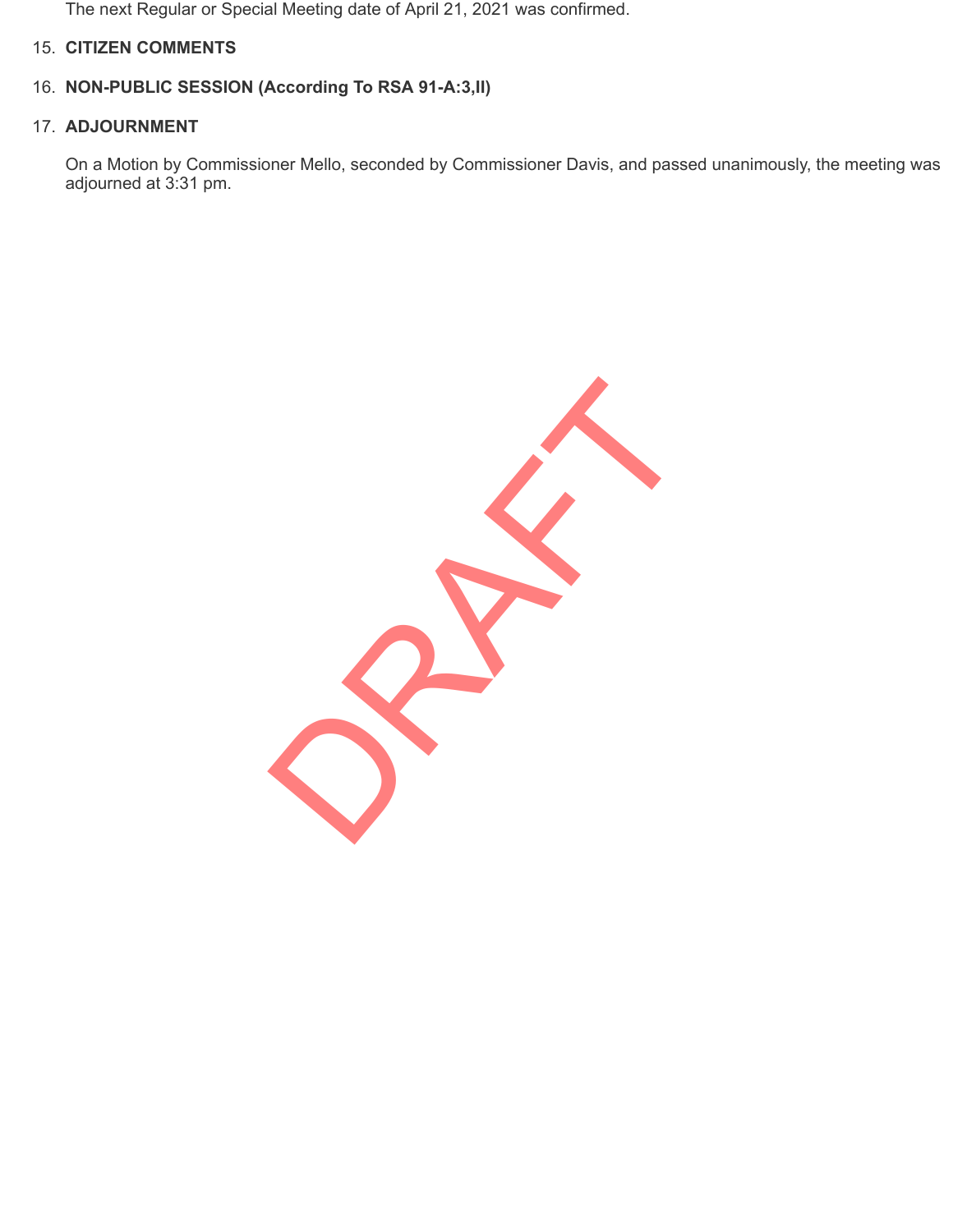The next Regular or Special Meeting date of April 21, 2021 was confirmed.

15. **CITIZEN COMMENTS**

16. **NON-PUBLIC SESSION (According To RSA 91-A:3,II)**

17. **ADJOURNMENT**

On a Motion by Commissioner Mello, seconded by Commissioner Davis, and passed unanimously, the meeting was adjourned at 3:31 pm.

DRAFT